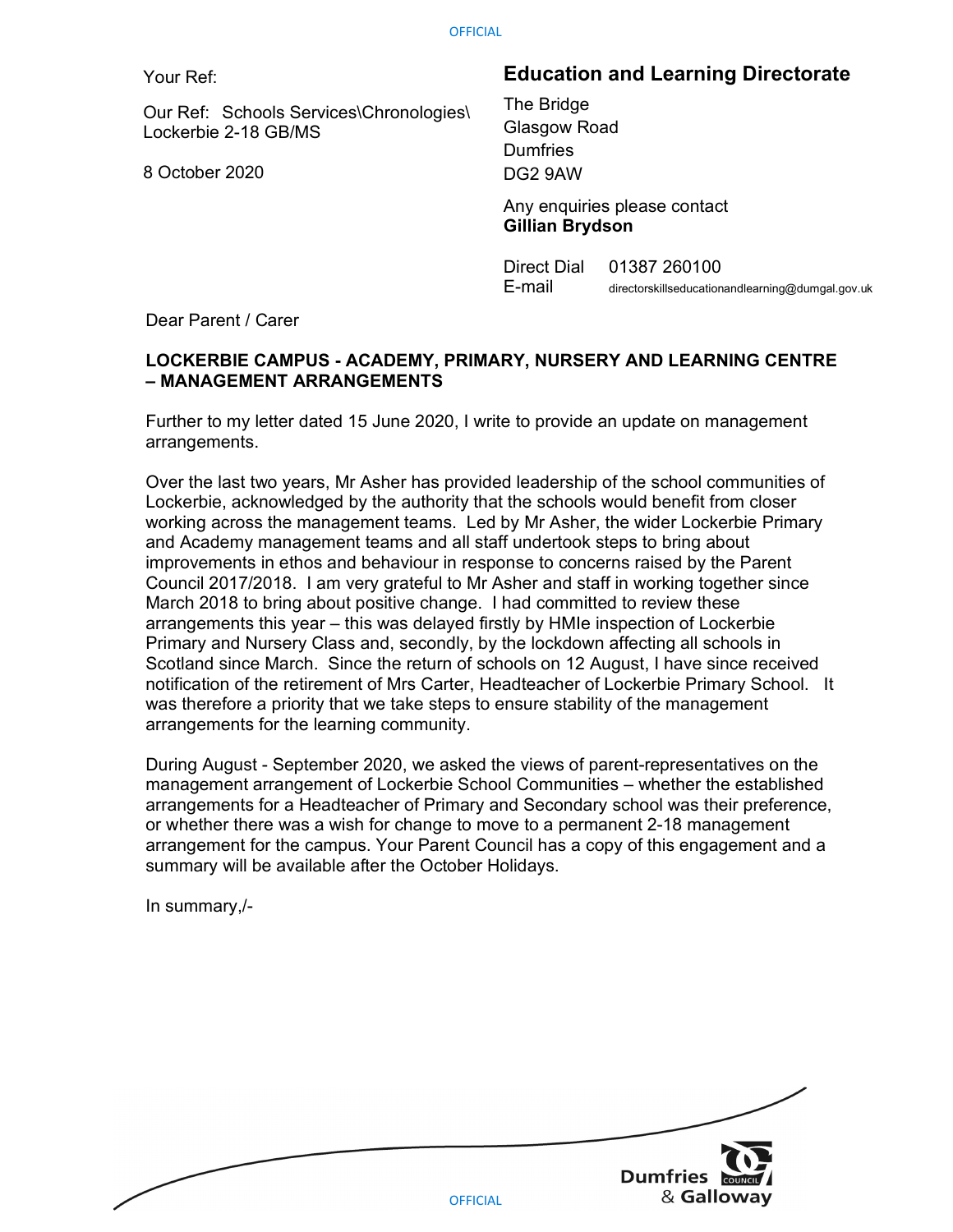Your Ref:

Our Ref: Schools Services\Chronologies\Lockerbie 2-18 GB/MS

8 October 2020

**Education and Learning Directorate**

The Bridge
Glasgow Road
Dumfries
DG2 9AW

Any enquiries please contact
**Gillian Brydson**

Direct Dial 01387 260100
E-mail directorskillseducationandlearning@dumgal.gov.uk

Dear Parent / Carer

**LOCKERBIE CAMPUS - ACADEMY, PRIMARY, NURSERY AND LEARNING CENTRE – MANAGEMENT ARRANGEMENTS**

Further to my letter dated 15 June 2020, I write to provide an update on management arrangements.

Over the last two years, Mr Asher has provided leadership of the school communities of Lockerbie, acknowledged by the authority that the schools would benefit from closer working across the management teams. Led by Mr Asher, the wider Lockerbie Primary and Academy management teams and all staff undertook steps to bring about improvements in ethos and behaviour in response to concerns raised by the Parent Council 2017/2018. I am very grateful to Mr Asher and staff in working together since March 2018 to bring about positive change. I had committed to review these arrangements this year – this was delayed firstly by HMIe inspection of Lockerbie Primary and Nursery Class and, secondly, by the lockdown affecting all schools in Scotland since March. Since the return of schools on 12 August, I have since received notification of the retirement of Mrs Carter, Headteacher of Lockerbie Primary School. It was therefore a priority that we take steps to ensure stability of the management arrangements for the learning community.

During August - September 2020, we asked the views of parent-representatives on the management arrangement of Lockerbie School Communities – whether the established arrangements for a Headteacher of Primary and Secondary school was their preference, or whether there was a wish for change to move to a permanent 2-18 management arrangement for the campus. Your Parent Council has a copy of this engagement and a summary will be available after the October Holidays.

In summary,/-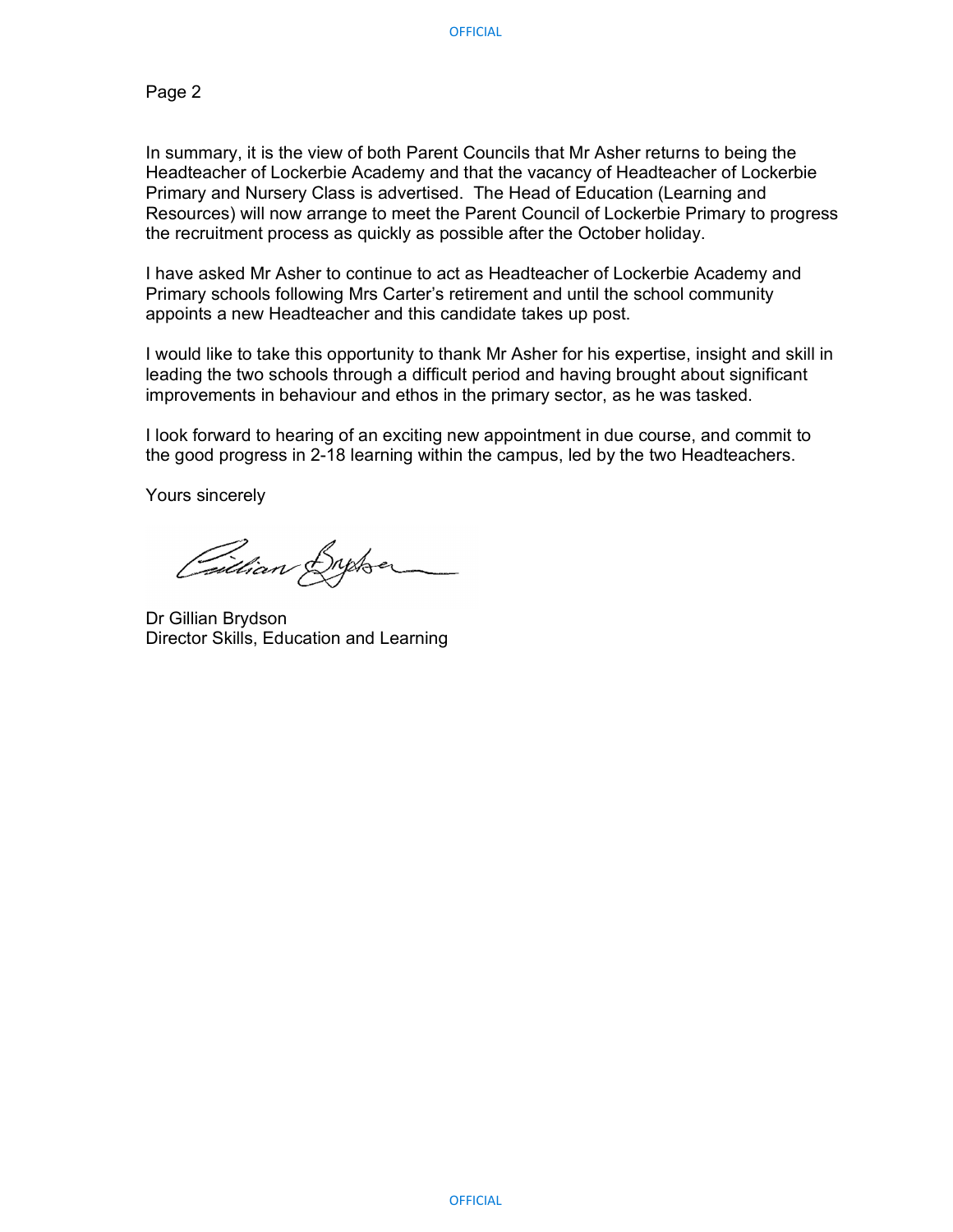In summary, it is the view of both Parent Councils that Mr Asher returns to being the Headteacher of Lockerbie Academy and that the vacancy of Headteacher of Lockerbie Primary and Nursery Class is advertised. The Head of Education (Learning and Resources) will now arrange to meet the Parent Council of Lockerbie Primary to progress the recruitment process as quickly as possible after the October holiday.

I have asked Mr Asher to continue to act as Headteacher of Lockerbie Academy and Primary schools following Mrs Carter's retirement and until the school community appoints a new Headteacher and this candidate takes up post.

I would like to take this opportunity to thank Mr Asher for his expertise, insight and skill in leading the two schools through a difficult period and having brought about significant improvements in behaviour and ethos in the primary sector, as he was tasked.

I look forward to hearing of an exciting new appointment in due course, and commit to the good progress in 2-18 learning within the campus, led by the two Headteachers.

Yours sincerely

Dr Gillian Brydson
Director Skills, Education and Learning